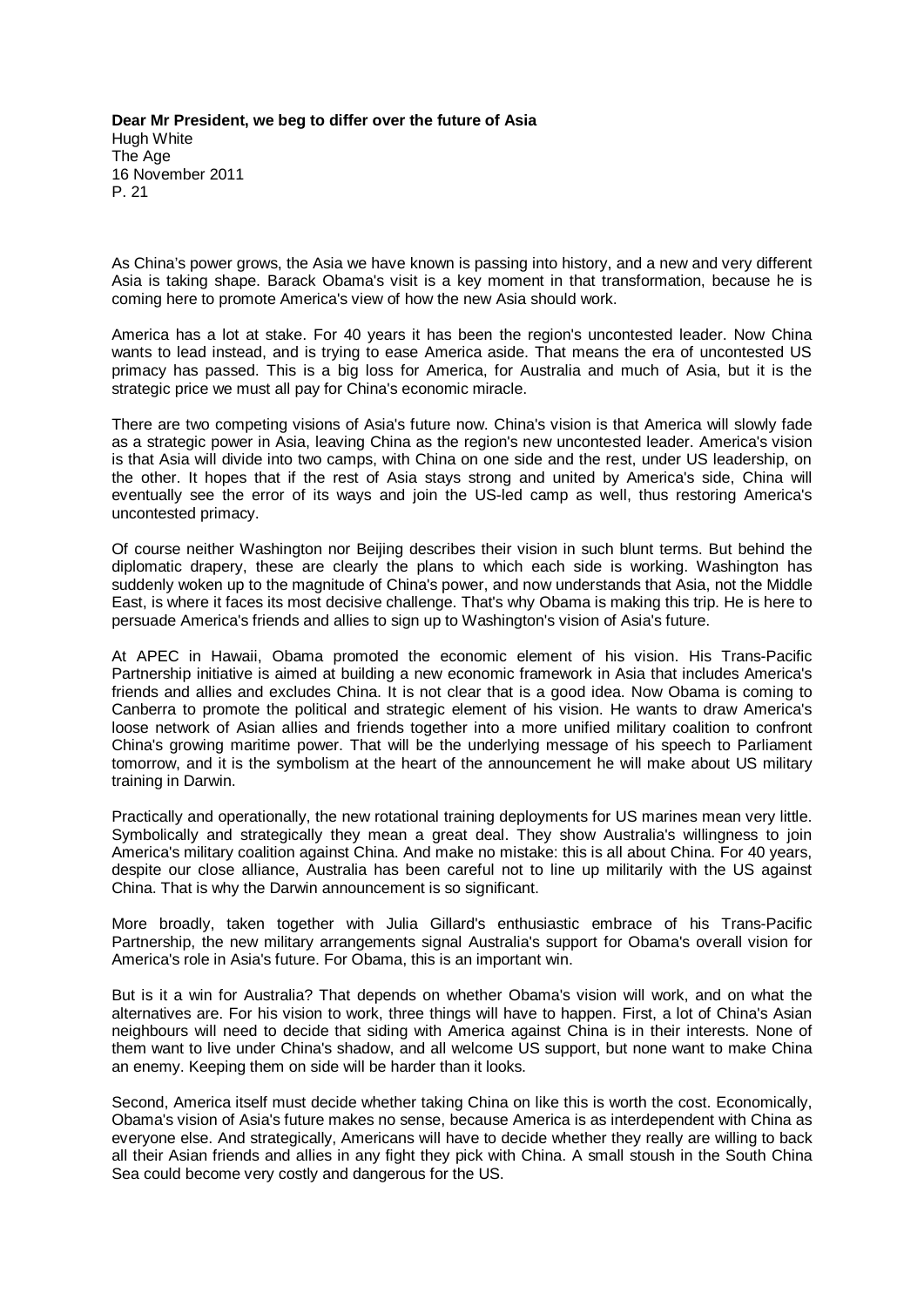**Dear Mr President, we beg to differ over the future of Asia**
Hugh White
The Age
16 November 2011
P. 21

As China's power grows, the Asia we have known is passing into history, and a new and very different Asia is taking shape. Barack Obama's visit is a key moment in that transformation, because he is coming here to promote America's view of how the new Asia should work.

America has a lot at stake. For 40 years it has been the region's uncontested leader. Now China wants to lead instead, and is trying to ease America aside. That means the era of uncontested US primacy has passed. This is a big loss for America, for Australia and much of Asia, but it is the strategic price we must all pay for China's economic miracle.

There are two competing visions of Asia's future now. China's vision is that America will slowly fade as a strategic power in Asia, leaving China as the region's new uncontested leader. America's vision is that Asia will divide into two camps, with China on one side and the rest, under US leadership, on the other. It hopes that if the rest of Asia stays strong and united by America's side, China will eventually see the error of its ways and join the US-led camp as well, thus restoring America's uncontested primacy.

Of course neither Washington nor Beijing describes their vision in such blunt terms. But behind the diplomatic drapery, these are clearly the plans to which each side is working. Washington has suddenly woken up to the magnitude of China's power, and now understands that Asia, not the Middle East, is where it faces its most decisive challenge. That's why Obama is making this trip. He is here to persuade America's friends and allies to sign up to Washington's vision of Asia's future.

At APEC in Hawaii, Obama promoted the economic element of his vision. His Trans-Pacific Partnership initiative is aimed at building a new economic framework in Asia that includes America's friends and allies and excludes China. It is not clear that is a good idea. Now Obama is coming to Canberra to promote the political and strategic element of his vision. He wants to draw America's loose network of Asian allies and friends together into a more unified military coalition to confront China's growing maritime power. That will be the underlying message of his speech to Parliament tomorrow, and it is the symbolism at the heart of the announcement he will make about US military training in Darwin.

Practically and operationally, the new rotational training deployments for US marines mean very little. Symbolically and strategically they mean a great deal. They show Australia's willingness to join America's military coalition against China. And make no mistake: this is all about China. For 40 years, despite our close alliance, Australia has been careful not to line up militarily with the US against China. That is why the Darwin announcement is so significant.

More broadly, taken together with Julia Gillard's enthusiastic embrace of his Trans-Pacific Partnership, the new military arrangements signal Australia's support for Obama's overall vision for America's role in Asia's future. For Obama, this is an important win.

But is it a win for Australia? That depends on whether Obama's vision will work, and on what the alternatives are. For his vision to work, three things will have to happen. First, a lot of China's Asian neighbours will need to decide that siding with America against China is in their interests. None of them want to live under China's shadow, and all welcome US support, but none want to make China an enemy. Keeping them on side will be harder than it looks.

Second, America itself must decide whether taking China on like this is worth the cost. Economically, Obama's vision of Asia's future makes no sense, because America is as interdependent with China as everyone else. And strategically, Americans will have to decide whether they really are willing to back all their Asian friends and allies in any fight they pick with China. A small stoush in the South China Sea could become very costly and dangerous for the US.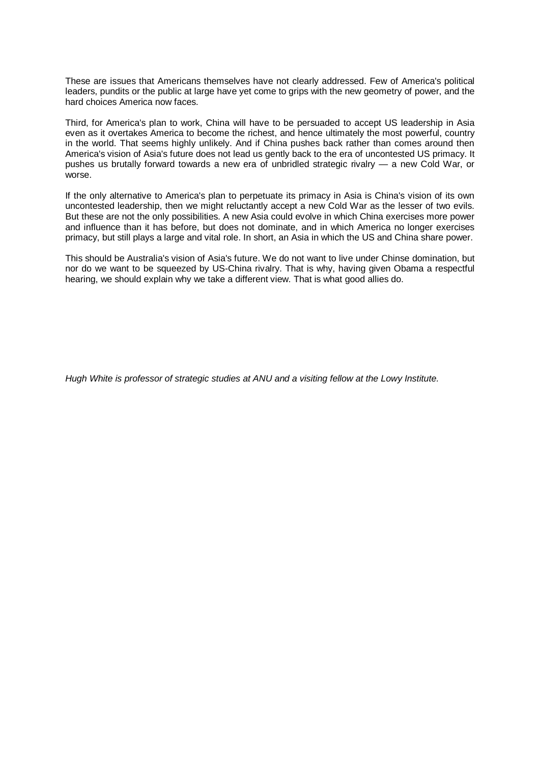These are issues that Americans themselves have not clearly addressed. Few of America's political leaders, pundits or the public at large have yet come to grips with the new geometry of power, and the hard choices America now faces.

Third, for America's plan to work, China will have to be persuaded to accept US leadership in Asia even as it overtakes America to become the richest, and hence ultimately the most powerful, country in the world. That seems highly unlikely. And if China pushes back rather than comes around then America's vision of Asia's future does not lead us gently back to the era of uncontested US primacy. It pushes us brutally forward towards a new era of unbridled strategic rivalry — a new Cold War, or worse.

If the only alternative to America's plan to perpetuate its primacy in Asia is China's vision of its own uncontested leadership, then we might reluctantly accept a new Cold War as the lesser of two evils. But these are not the only possibilities. A new Asia could evolve in which China exercises more power and influence than it has before, but does not dominate, and in which America no longer exercises primacy, but still plays a large and vital role. In short, an Asia in which the US and China share power.

This should be Australia's vision of Asia's future. We do not want to live under Chinse domination, but nor do we want to be squeezed by US-China rivalry. That is why, having given Obama a respectful hearing, we should explain why we take a different view. That is what good allies do.

*Hugh White is professor of strategic studies at ANU and a visiting fellow at the Lowy Institute.*